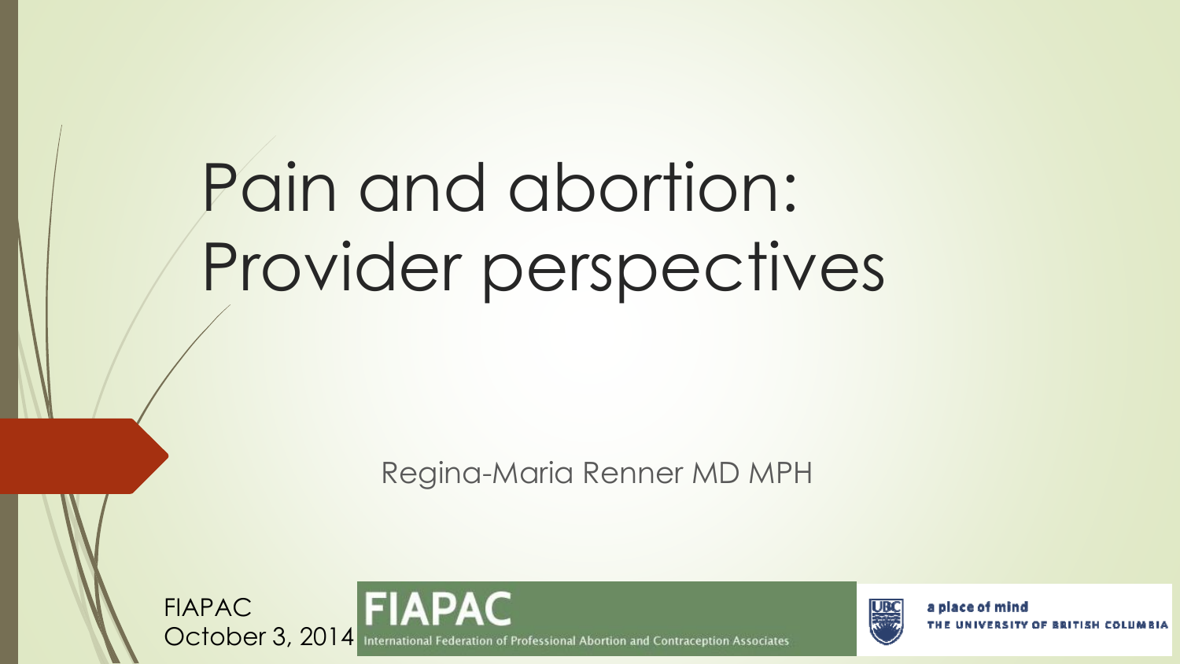# Pain and abortion: Provider perspectives

Regina-Maria Renner MD MPH

FIAPAC
October 3, 2014

FIAPAC
International Federation of Professional Abortion and Contraception Associates

a place of mind
THE UNIVERSITY OF BRITISH COLUMBIA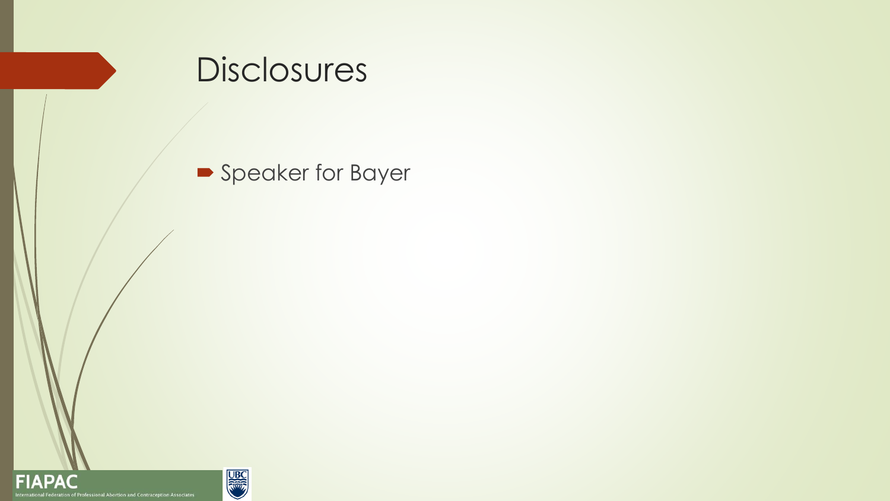# Disclosures

- Speaker for Bayer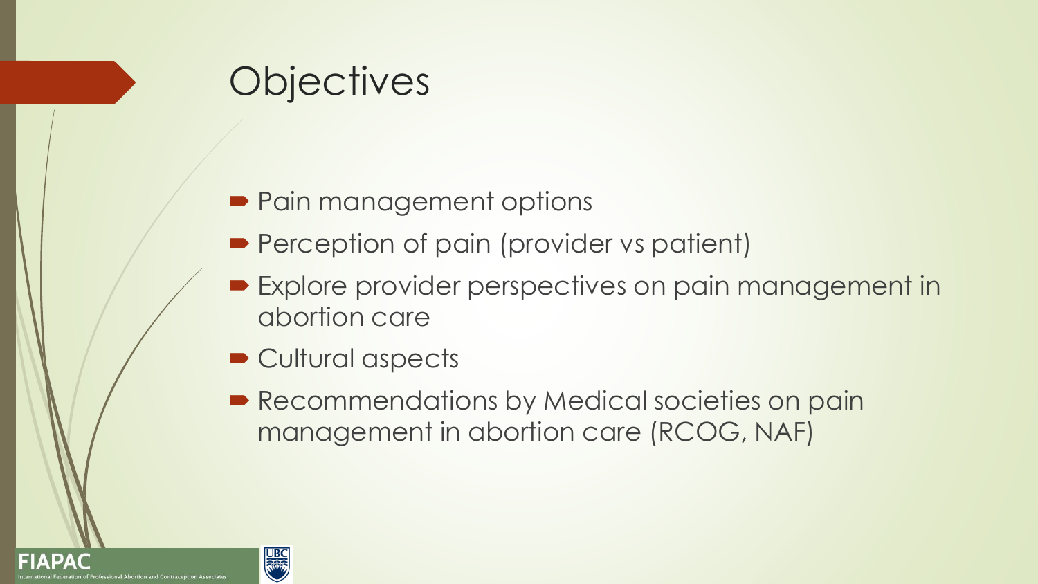# Objectives

- Pain management options
- Perception of pain (provider vs patient)
- Explore provider perspectives on pain management in abortion care
- Cultural aspects
- Recommendations by Medical societies on pain management in abortion care (RCOG, NAF)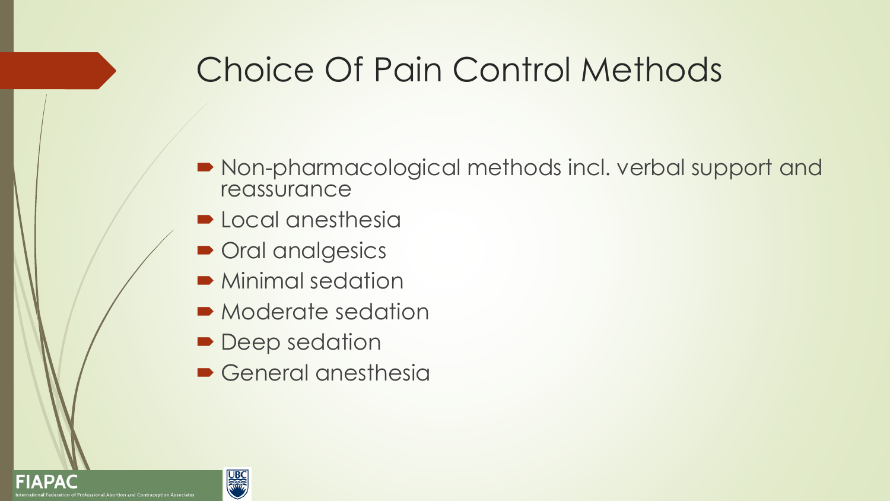# Choice Of Pain Control Methods

- Non-pharmacological methods incl. verbal support and reassurance
- Local anesthesia
- Oral analgesics
- Minimal sedation
- Moderate sedation
- Deep sedation
- General anesthesia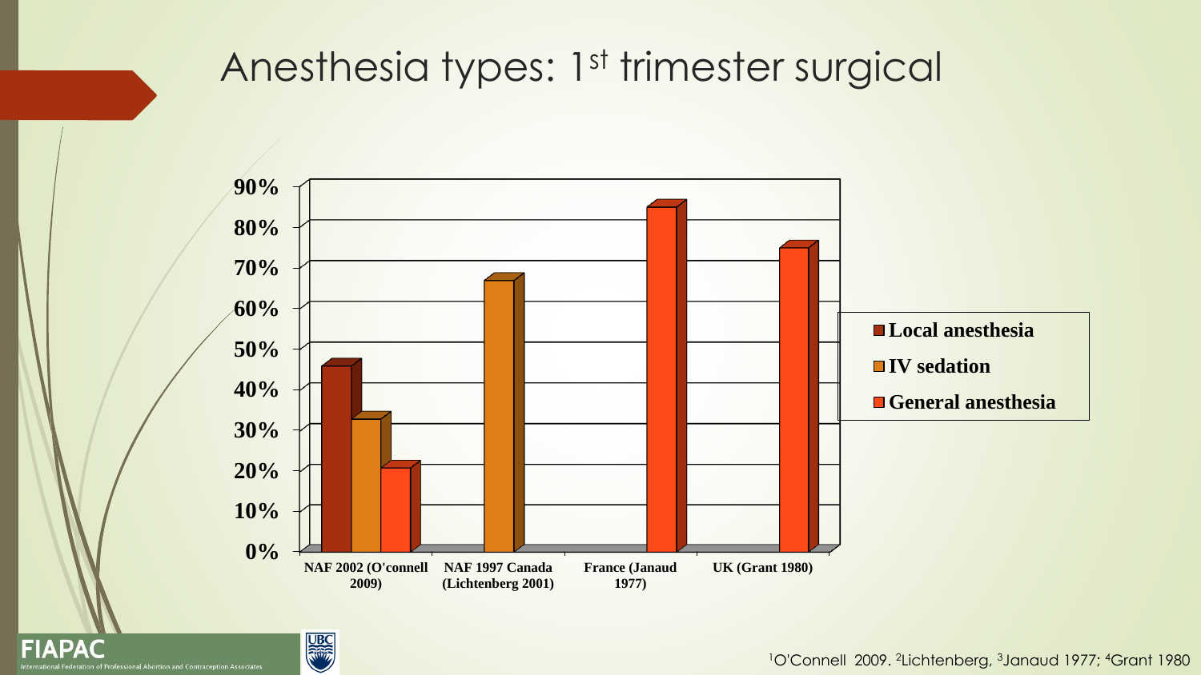# Anesthesia types: 1st trimester surgical

90%
80%
70%
60%
50%
40%
30%
20%
10%
0%

NAF 2002 (O'connell 2009)
NAF 1997 Canada (Lichtenberg 2001)
France (Janaud 1977)
UK (Grant 1980)

Local anesthesia
IV sedation
General anesthesia

[1]O'Connell 2009. [2]Lichtenberg, [3]Janaud 1977; [4]Grant 1980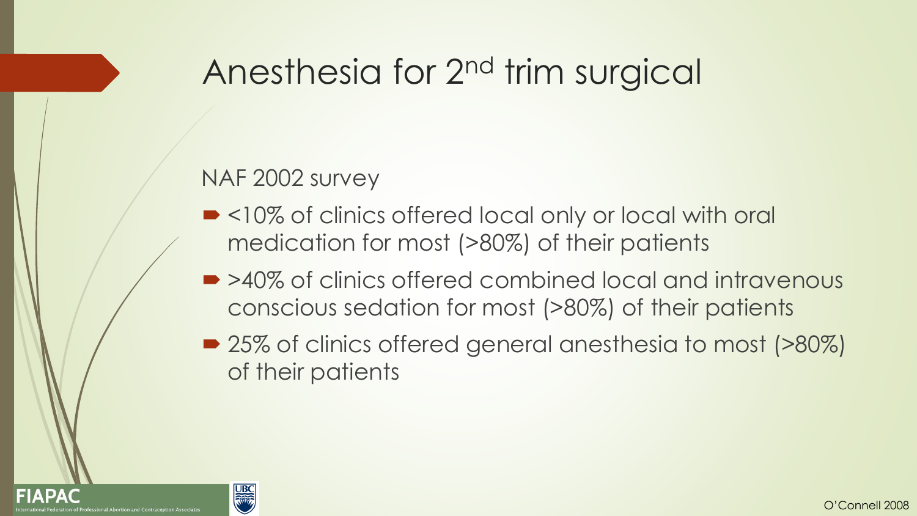# Anesthesia for 2nd trim surgical

NAF 2002 survey

- <10% of clinics offered local only or local with oral medication for most (>80%) of their patients
- >40% of clinics offered combined local and intravenous conscious sedation for most (>80%) of their patients
- 25% of clinics offered general anesthesia to most (>80%) of their patients

O'Connell 2008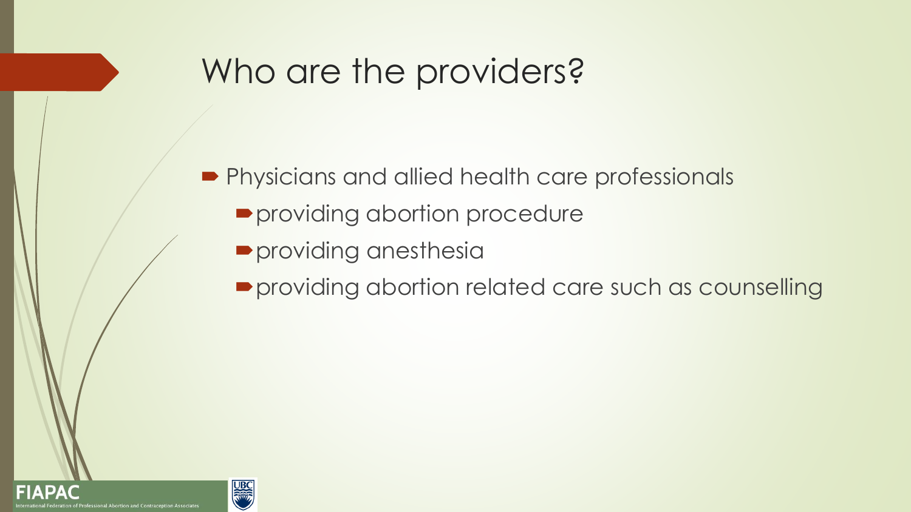# Who are the providers?

- Physicians and allied health care professionals
  - providing abortion procedure
  - providing anesthesia
  - providing abortion related care such as counselling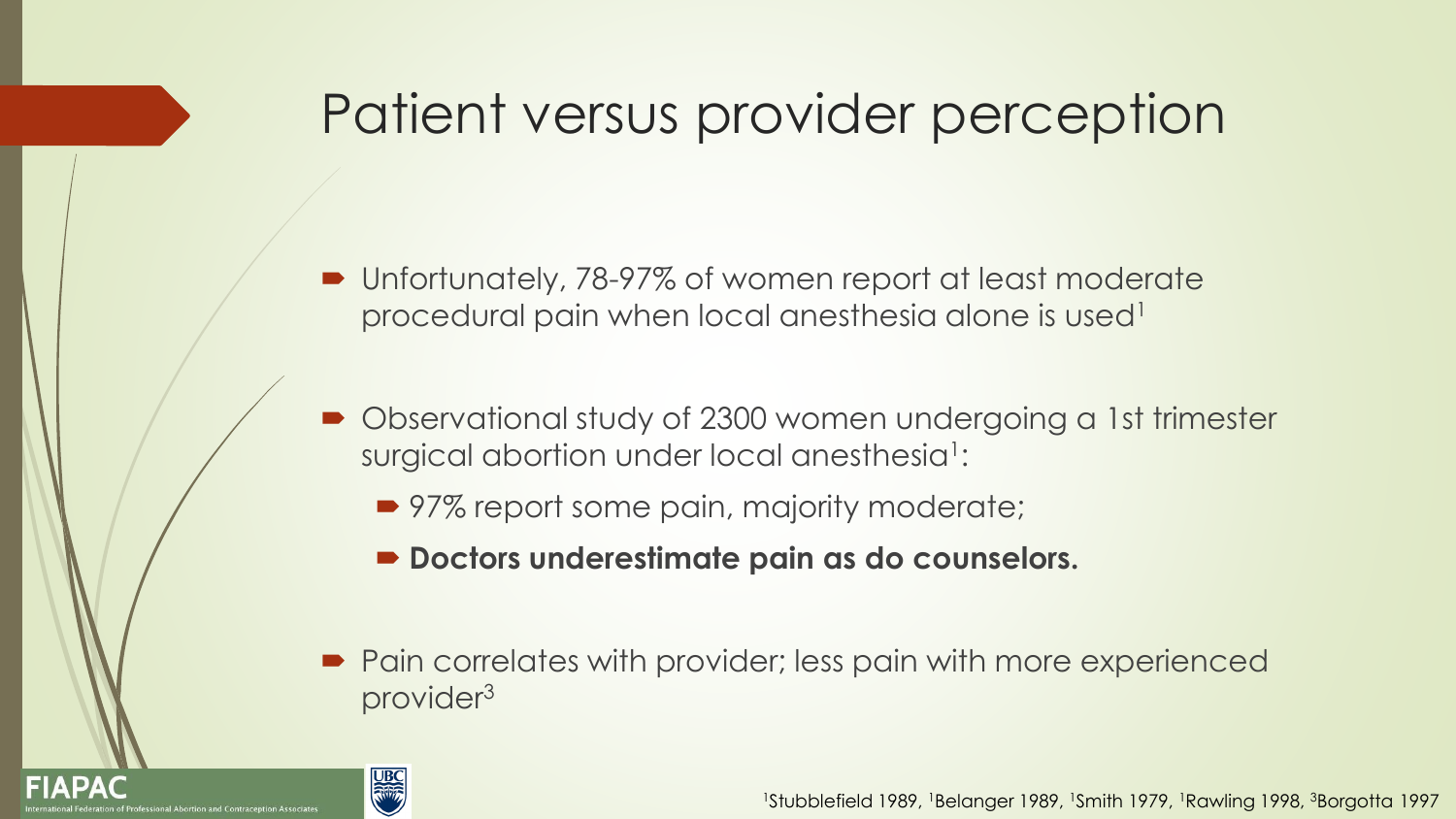# Patient versus provider perception

- Unfortunately, 78-97% of women report at least moderate procedural pain when local anesthesia alone is used[1]
- Observational study of 2300 women undergoing a 1st trimester surgical abortion under local anesthesia[1]:
  - 97% report some pain, majority moderate;
  - **Doctors underestimate pain as do counselors.**
- Pain correlates with provider; less pain with more experienced provider[3]

[1]Stubblefield 1989, [1]Belanger 1989, [1]Smith 1979, [1]Rawling 1998, [3]Borgotta 1997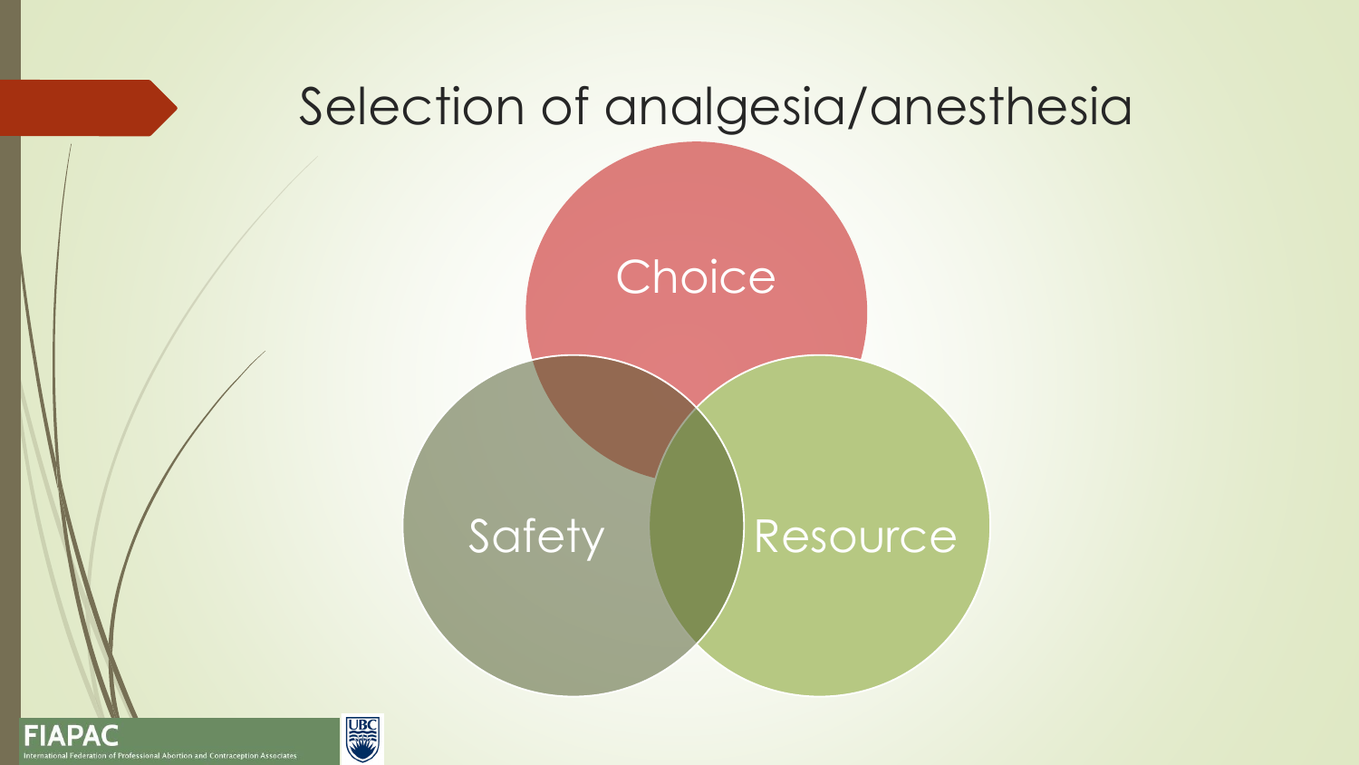# Selection of analgesia/anesthesia

Choice

Safety

Resource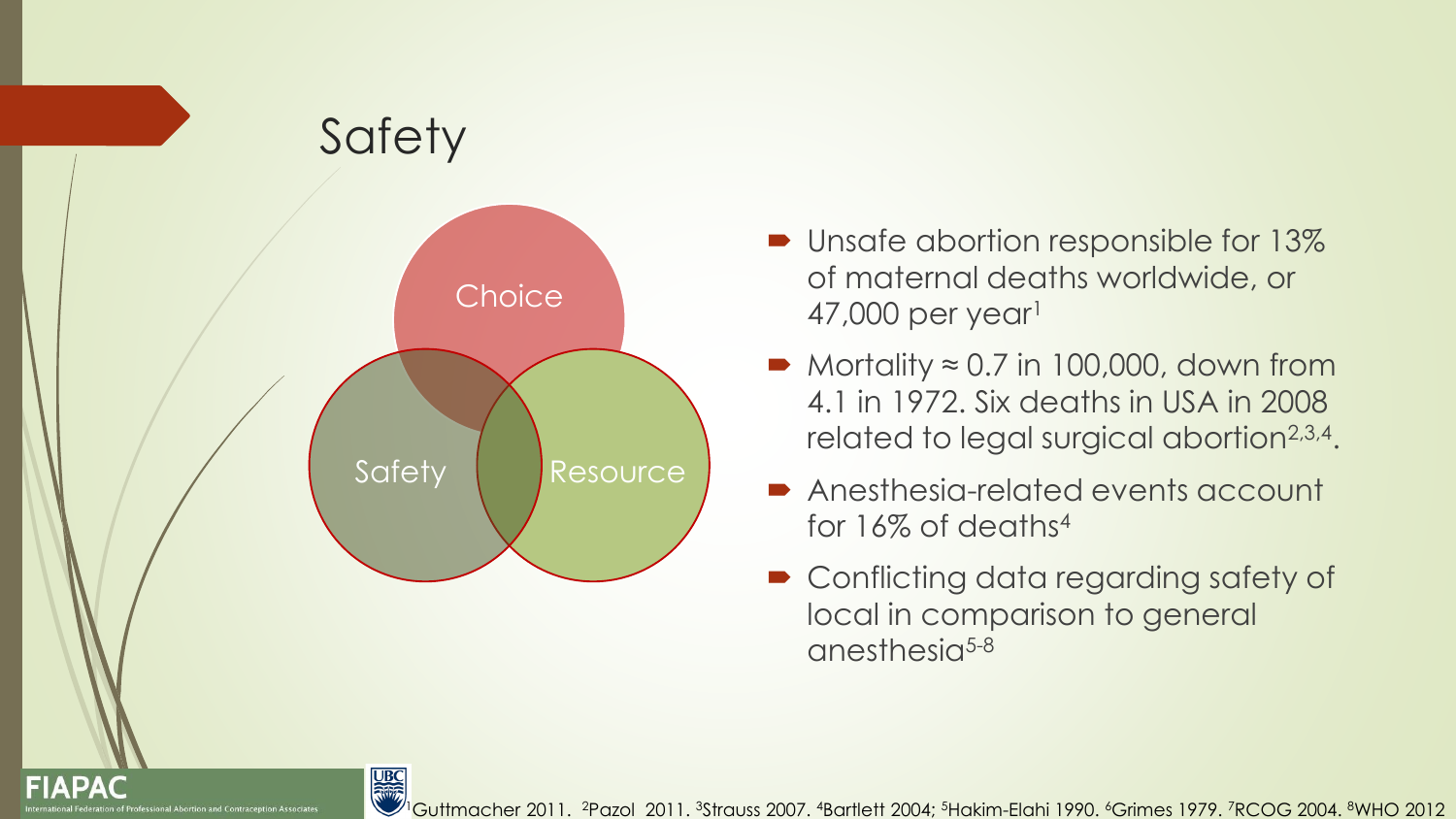# Safety

Choice

Safety

Resource

- Unsafe abortion responsible for 13% of maternal deaths worldwide, or 47,000 per year[1]
- Mortality ≈ 0.7 in 100,000, down from 4.1 in 1972. Six deaths in USA in 2008 related to legal surgical abortion[2,3,4].
- Anesthesia-related events account for 16% of deaths[4]
- Conflicting data regarding safety of local in comparison to general anesthesia[5-8]

FIAPAC

International Federation of Professional Abortion and Contraception Associates

UBC

[1]Guttmacher 2011. [2]Pazol 2011. [3]Strauss 2007. [4]Bartlett 2004; [5]Hakim-Elahi 1990. [6]Grimes 1979. [7]RCOG 2004. [8]WHO 2012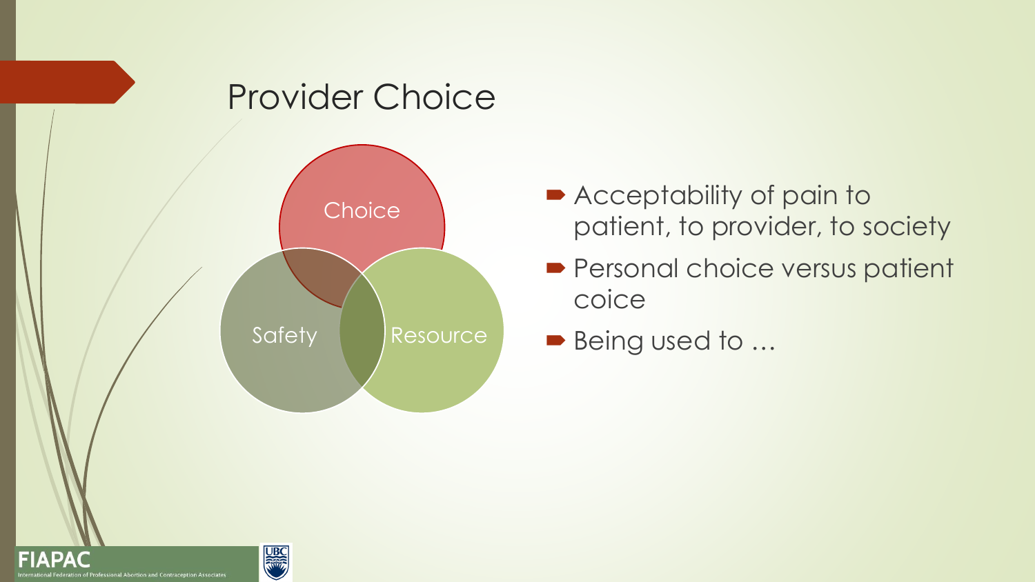# Provider Choice

Choice

Safety

Resource

- Acceptability of pain to patient, to provider, to society
- Personal choice versus patient coice
- Being used to …

FIAPAC

International Federation of Professional Abortion and Contraception Associates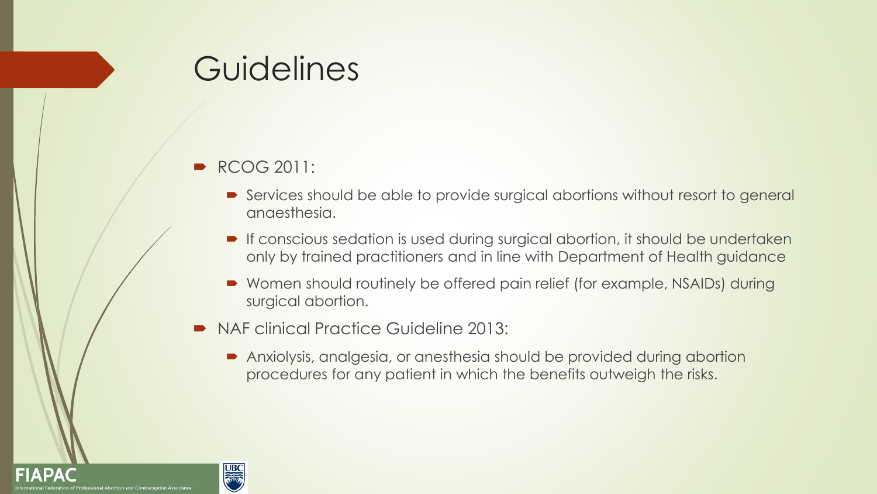# Guidelines

- RCOG 2011:
  - Services should be able to provide surgical abortions without resort to general anaesthesia.
  - If conscious sedation is used during surgical abortion, it should be undertaken only by trained practitioners and in line with Department of Health guidance
  - Women should routinely be offered pain relief (for example, NSAIDs) during surgical abortion.
- NAF clinical Practice Guideline 2013:
  - Anxiolysis, analgesia, or anesthesia should be provided during abortion procedures for any patient in which the benefits outweigh the risks.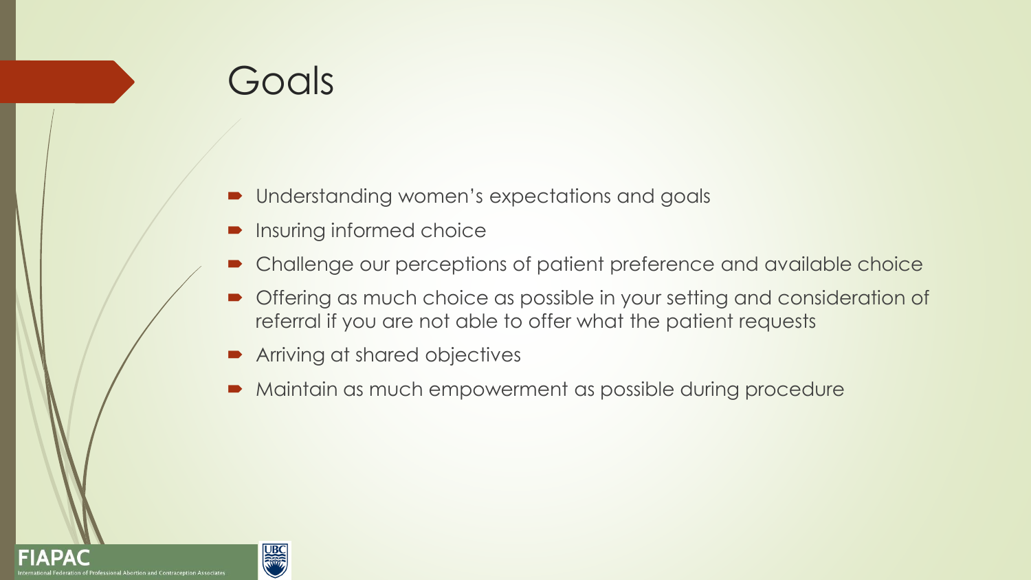# Goals

- Understanding women's expectations and goals
- Insuring informed choice
- Challenge our perceptions of patient preference and available choice
- Offering as much choice as possible in your setting and consideration of referral if you are not able to offer what the patient requests
- Arriving at shared objectives
- Maintain as much empowerment as possible during procedure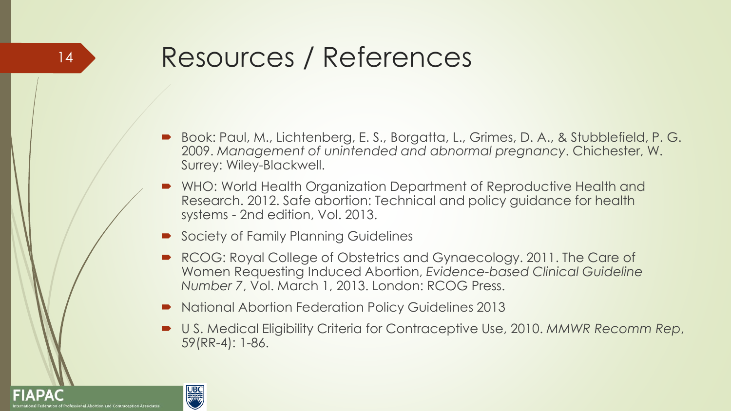# Resources / References

- Book: Paul, M., Lichtenberg, E. S., Borgatta, L., Grimes, D. A., & Stubblefield, P. G. 2009. *Management of unintended and abnormal pregnancy*. Chichester, W. Surrey: Wiley-Blackwell.
- WHO: World Health Organization Department of Reproductive Health and Research. 2012. Safe abortion: Technical and policy guidance for health systems - 2nd edition, Vol. 2013.
- Society of Family Planning Guidelines
- RCOG: Royal College of Obstetrics and Gynaecology. 2011. The Care of Women Requesting Induced Abortion, *Evidence-based Clinical Guideline Number 7*, Vol. March 1, 2013. London: RCOG Press.
- National Abortion Federation Policy Guidelines 2013
- U S. Medical Eligibility Criteria for Contraceptive Use, 2010. *MMWR Recomm Rep*, *59*(RR-4): 1-86.

FIAPAC

International Federation of Professional Abortion and Contraception Associates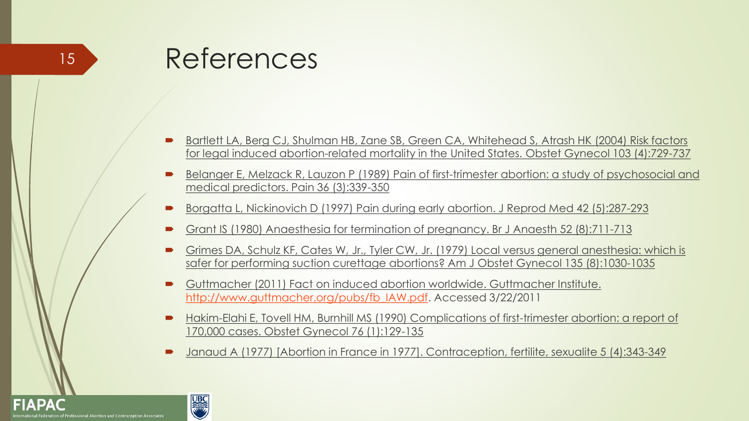# References

- Bartlett LA, Berg CJ, Shulman HB, Zane SB, Green CA, Whitehead S, Atrash HK (2004) Risk factors for legal induced abortion-related mortality in the United States. Obstet Gynecol 103 (4):729-737
- Belanger E, Melzack R, Lauzon P (1989) Pain of first-trimester abortion: a study of psychosocial and medical predictors. Pain 36 (3):339-350
- Borgatta L, Nickinovich D (1997) Pain during early abortion. J Reprod Med 42 (5):287-293
- Grant IS (1980) Anaesthesia for termination of pregnancy. Br J Anaesth 52 (8):711-713
- Grimes DA, Schulz KF, Cates W, Jr., Tyler CW, Jr. (1979) Local versus general anesthesia: which is safer for performing suction curettage abortions? Am J Obstet Gynecol 135 (8):1030-1035
- Guttmacher (2011) Fact on induced abortion worldwide. Guttmacher Institute. http://www.guttmacher.org/pubs/fb_IAW.pdf. Accessed 3/22/2011
- Hakim-Elahi E, Tovell HM, Burnhill MS (1990) Complications of first-trimester abortion: a report of 170,000 cases. Obstet Gynecol 76 (1):129-135
- Janaud A (1977) [Abortion in France in 1977]. Contraception, fertilite, sexualite 5 (4):343-349

FIAPAC
International Federation of Professional Abortion and Contraception Associates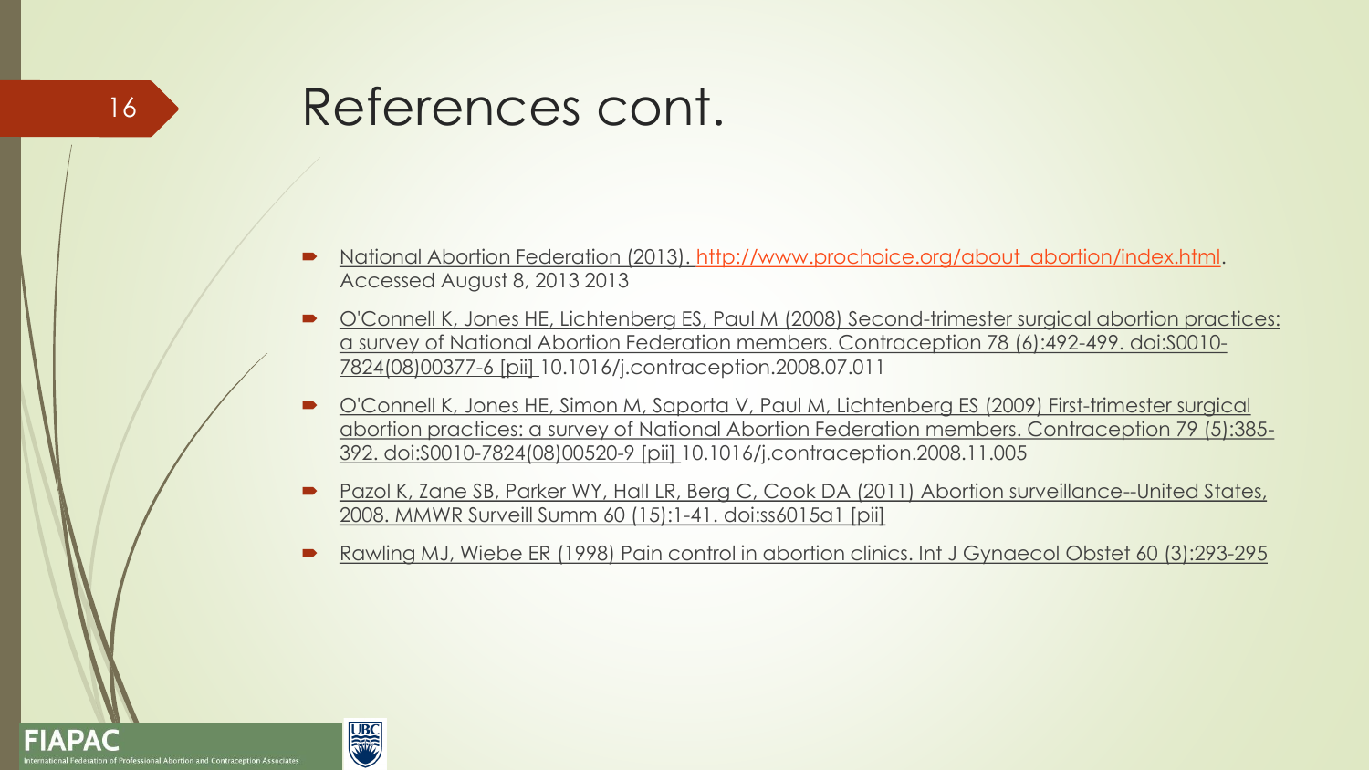# References cont.

- National Abortion Federation (2013). http://www.prochoice.org/about_abortion/index.html. Accessed August 8, 2013 2013
- O'Connell K, Jones HE, Lichtenberg ES, Paul M (2008) Second-trimester surgical abortion practices: a survey of National Abortion Federation members. Contraception 78 (6):492-499. doi:S0010-7824(08)00377-6 [pii] 10.1016/j.contraception.2008.07.011
- O'Connell K, Jones HE, Simon M, Saporta V, Paul M, Lichtenberg ES (2009) First-trimester surgical abortion practices: a survey of National Abortion Federation members. Contraception 79 (5):385-392. doi:S0010-7824(08)00520-9 [pii] 10.1016/j.contraception.2008.11.005
- Pazol K, Zane SB, Parker WY, Hall LR, Berg C, Cook DA (2011) Abortion surveillance--United States, 2008. MMWR Surveill Summ 60 (15):1-41. doi:ss6015a1 [pii]
- Rawling MJ, Wiebe ER (1998) Pain control in abortion clinics. Int J Gynaecol Obstet 60 (3):293-295

FIAPAC
International Federation of Professional Abortion and Contraception Associates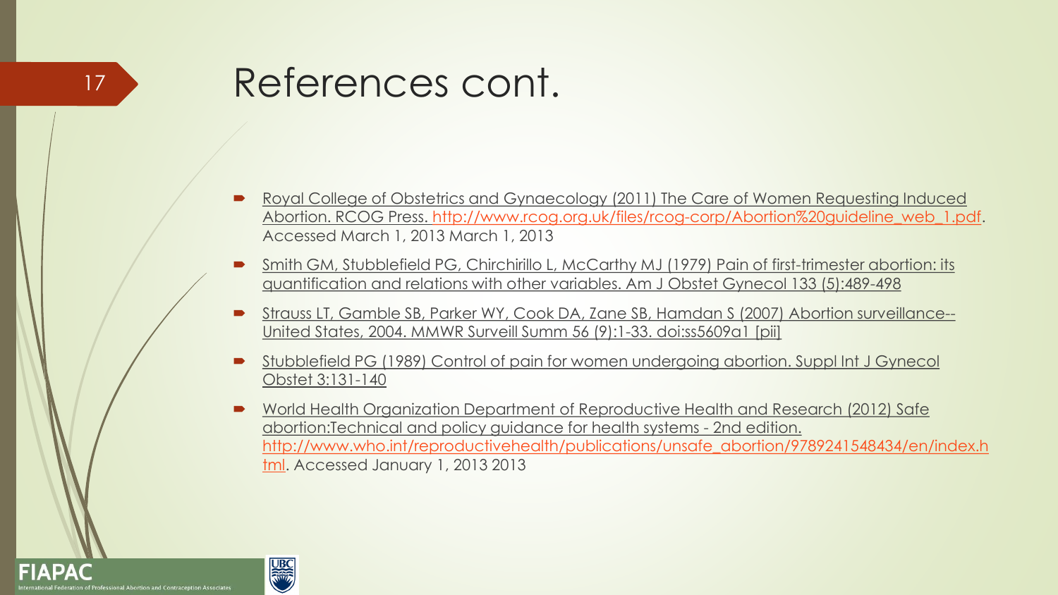# References cont.

- Royal College of Obstetrics and Gynaecology (2011) The Care of Women Requesting Induced Abortion. RCOG Press. http://www.rcog.org.uk/files/rcog-corp/Abortion%20guideline_web_1.pdf. Accessed March 1, 2013 March 1, 2013
- Smith GM, Stubblefield PG, Chirchirillo L, McCarthy MJ (1979) Pain of first-trimester abortion: its quantification and relations with other variables. Am J Obstet Gynecol 133 (5):489-498
- Strauss LT, Gamble SB, Parker WY, Cook DA, Zane SB, Hamdan S (2007) Abortion surveillance--United States, 2004. MMWR Surveill Summ 56 (9):1-33. doi:ss5609a1 [pii]
- Stubblefield PG (1989) Control of pain for women undergoing abortion. Suppl Int J Gynecol Obstet 3:131-140
- World Health Organization Department of Reproductive Health and Research (2012) Safe abortion:Technical and policy guidance for health systems - 2nd edition. http://www.who.int/reproductivehealth/publications/unsafe_abortion/9789241548434/en/index.html. Accessed January 1, 2013 2013

FIAPAC
International Federation of Professional Abortion and Contraception Associates